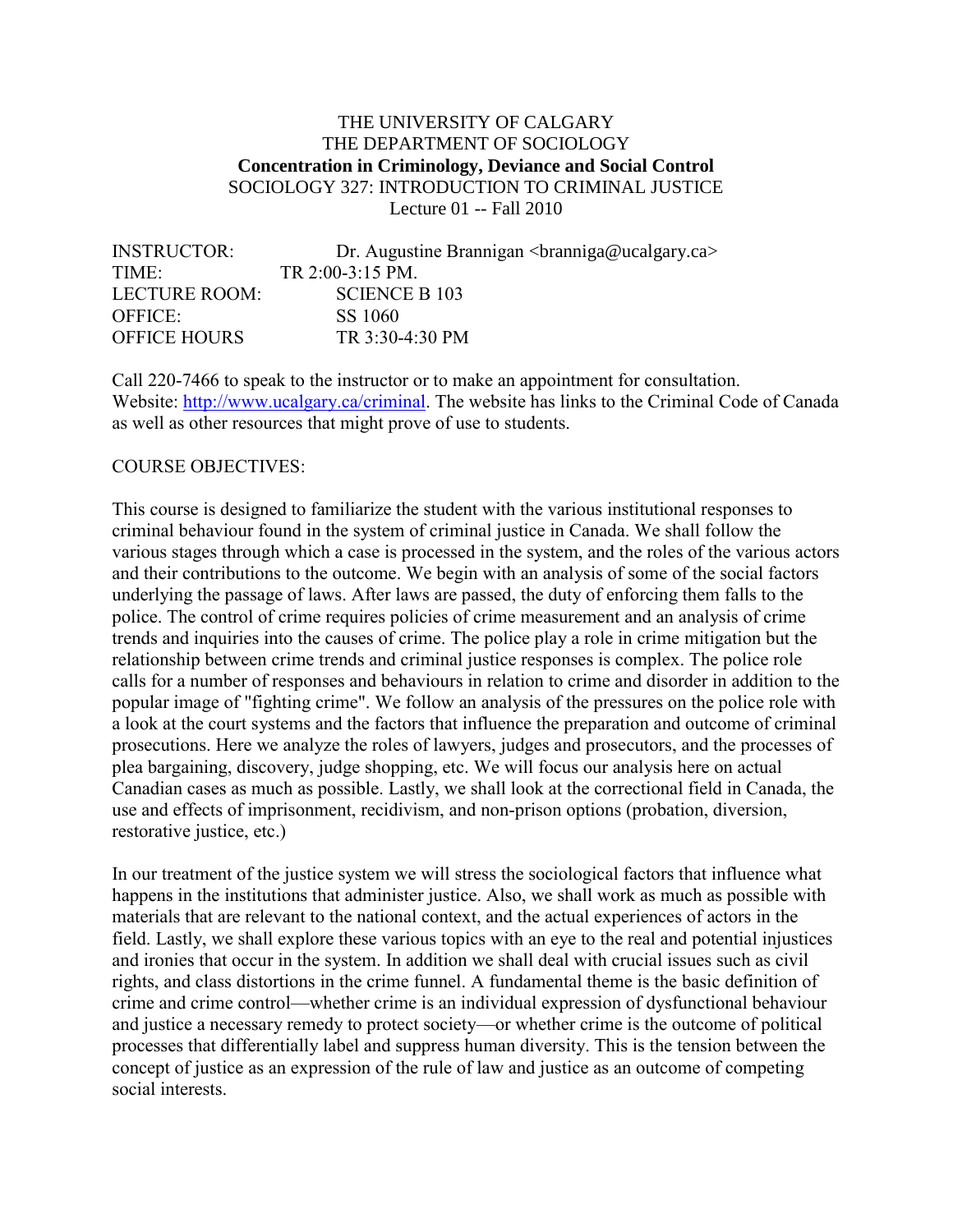# THE UNIVERSITY OF CALGARY
## THE DEPARTMENT OF SOCIOLOGY
### **Concentration in Criminology, Deviance and Social Control**
SOCIOLOGY 327: INTRODUCTION TO CRIMINAL JUSTICE
Lecture 01 -- Fall 2010

| | |
|---|---|
| INSTRUCTOR: | Dr. Augustine Brannigan <branniga@ucalgary.ca> |
| TIME: | TR 2:00-3:15 PM. |
| LECTURE ROOM: | SCIENCE B 103 |
| OFFICE: | SS 1060 |
| OFFICE HOURS | TR 3:30-4:30 PM |

Call 220-7466 to speak to the instructor or to make an appointment for consultation. Website: http://www.ucalgary.ca/criminal. The website has links to the Criminal Code of Canada as well as other resources that might prove of use to students.

COURSE OBJECTIVES:

This course is designed to familiarize the student with the various institutional responses to criminal behaviour found in the system of criminal justice in Canada. We shall follow the various stages through which a case is processed in the system, and the roles of the various actors and their contributions to the outcome. We begin with an analysis of some of the social factors underlying the passage of laws. After laws are passed, the duty of enforcing them falls to the police. The control of crime requires policies of crime measurement and an analysis of crime trends and inquiries into the causes of crime. The police play a role in crime mitigation but the relationship between crime trends and criminal justice responses is complex. The police role calls for a number of responses and behaviours in relation to crime and disorder in addition to the popular image of "fighting crime". We follow an analysis of the pressures on the police role with a look at the court systems and the factors that influence the preparation and outcome of criminal prosecutions. Here we analyze the roles of lawyers, judges and prosecutors, and the processes of plea bargaining, discovery, judge shopping, etc. We will focus our analysis here on actual Canadian cases as much as possible. Lastly, we shall look at the correctional field in Canada, the use and effects of imprisonment, recidivism, and non-prison options (probation, diversion, restorative justice, etc.)

In our treatment of the justice system we will stress the sociological factors that influence what happens in the institutions that administer justice. Also, we shall work as much as possible with materials that are relevant to the national context, and the actual experiences of actors in the field. Lastly, we shall explore these various topics with an eye to the real and potential injustices and ironies that occur in the system. In addition we shall deal with crucial issues such as civil rights, and class distortions in the crime funnel. A fundamental theme is the basic definition of crime and crime control—whether crime is an individual expression of dysfunctional behaviour and justice a necessary remedy to protect society—or whether crime is the outcome of political processes that differentially label and suppress human diversity. This is the tension between the concept of justice as an expression of the rule of law and justice as an outcome of competing social interests.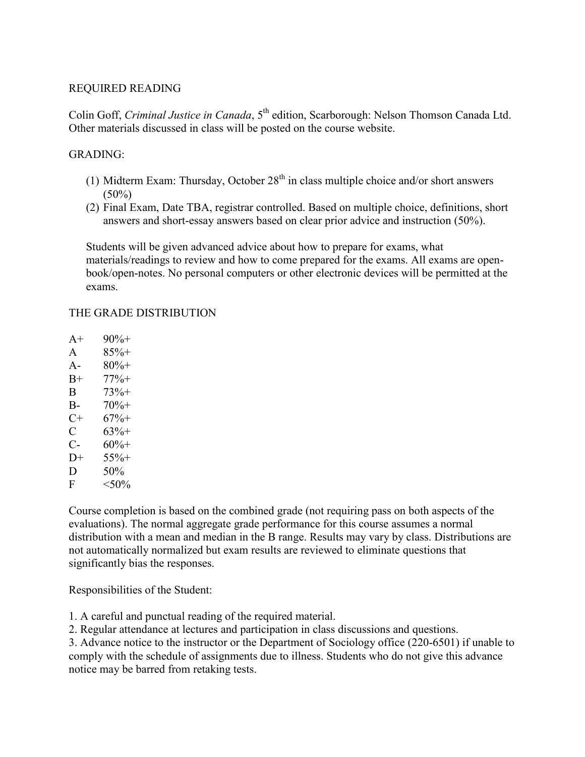REQUIRED READING

Colin Goff, *Criminal Justice in Canada*, 5th edition, Scarborough: Nelson Thomson Canada Ltd. Other materials discussed in class will be posted on the course website.

GRADING:

(1) Midterm Exam: Thursday, October 28th in class multiple choice and/or short answers (50%)
(2) Final Exam, Date TBA, registrar controlled. Based on multiple choice, definitions, short answers and short-essay answers based on clear prior advice and instruction (50%).

Students will be given advanced advice about how to prepare for exams, what materials/readings to review and how to come prepared for the exams. All exams are open-book/open-notes. No personal computers or other electronic devices will be permitted at the exams.

THE GRADE DISTRIBUTION

| | |
|---|---|
| A+ | 90%+ |
| A | 85%+ |
| A- | 80%+ |
| B+ | 77%+ |
| B | 73%+ |
| B- | 70%+ |
| C+ | 67%+ |
| C | 63%+ |
| C- | 60%+ |
| D+ | 55%+ |
| D | 50% |
| F | <50% |

Course completion is based on the combined grade (not requiring pass on both aspects of the evaluations). The normal aggregate grade performance for this course assumes a normal distribution with a mean and median in the B range. Results may vary by class. Distributions are not automatically normalized but exam results are reviewed to eliminate questions that significantly bias the responses.

Responsibilities of the Student:

1. A careful and punctual reading of the required material.
2. Regular attendance at lectures and participation in class discussions and questions.
3. Advance notice to the instructor or the Department of Sociology office (220-6501) if unable to comply with the schedule of assignments due to illness. Students who do not give this advance notice may be barred from retaking tests.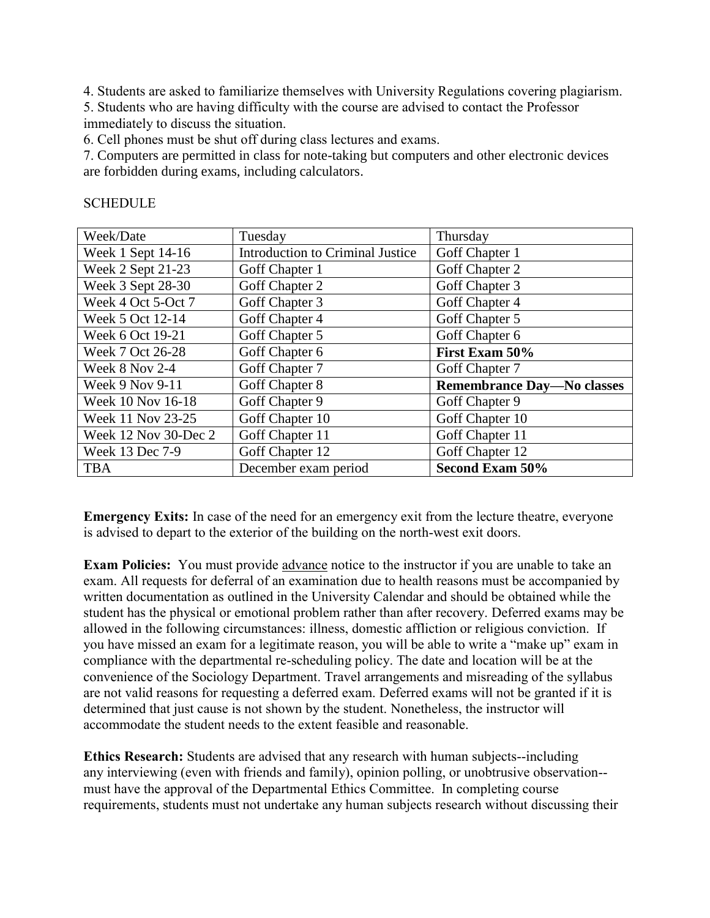4. Students are asked to familiarize themselves with University Regulations covering plagiarism.
5. Students who are having difficulty with the course are advised to contact the Professor immediately to discuss the situation.
6. Cell phones must be shut off during class lectures and exams.
7. Computers are permitted in class for note-taking but computers and other electronic devices are forbidden during exams, including calculators.

SCHEDULE

| Week/Date | Tuesday | Thursday |
|---|---|---|
| Week 1 Sept 14-16 | Introduction to Criminal Justice | Goff Chapter 1 |
| Week 2 Sept 21-23 | Goff Chapter 1 | Goff Chapter 2 |
| Week 3 Sept 28-30 | Goff Chapter 2 | Goff Chapter 3 |
| Week 4 Oct 5-Oct 7 | Goff Chapter 3 | Goff Chapter 4 |
| Week 5 Oct 12-14 | Goff Chapter 4 | Goff Chapter 5 |
| Week 6 Oct 19-21 | Goff Chapter 5 | Goff Chapter 6 |
| Week 7 Oct 26-28 | Goff Chapter 6 | **First Exam 50%** |
| Week 8 Nov 2-4 | Goff Chapter 7 | Goff Chapter 7 |
| Week 9 Nov 9-11 | Goff Chapter 8 | **Remembrance Day—No classes** |
| Week 10 Nov 16-18 | Goff Chapter 9 | Goff Chapter 9 |
| Week 11 Nov 23-25 | Goff Chapter 10 | Goff Chapter 10 |
| Week 12 Nov 30-Dec 2 | Goff Chapter 11 | Goff Chapter 11 |
| Week 13 Dec 7-9 | Goff Chapter 12 | Goff Chapter 12 |
| TBA | December exam period | **Second Exam 50%** |

**Emergency Exits:** In case of the need for an emergency exit from the lecture theatre, everyone is advised to depart to the exterior of the building on the north-west exit doors.

**Exam Policies:** You must provide advance notice to the instructor if you are unable to take an exam. All requests for deferral of an examination due to health reasons must be accompanied by written documentation as outlined in the University Calendar and should be obtained while the student has the physical or emotional problem rather than after recovery. Deferred exams may be allowed in the following circumstances: illness, domestic affliction or religious conviction. If you have missed an exam for a legitimate reason, you will be able to write a "make up" exam in compliance with the departmental re-scheduling policy. The date and location will be at the convenience of the Sociology Department. Travel arrangements and misreading of the syllabus are not valid reasons for requesting a deferred exam. Deferred exams will not be granted if it is determined that just cause is not shown by the student. Nonetheless, the instructor will accommodate the student needs to the extent feasible and reasonable.

**Ethics Research:** Students are advised that any research with human subjects--including any interviewing (even with friends and family), opinion polling, or unobtrusive observation--must have the approval of the Departmental Ethics Committee. In completing course requirements, students must not undertake any human subjects research without discussing their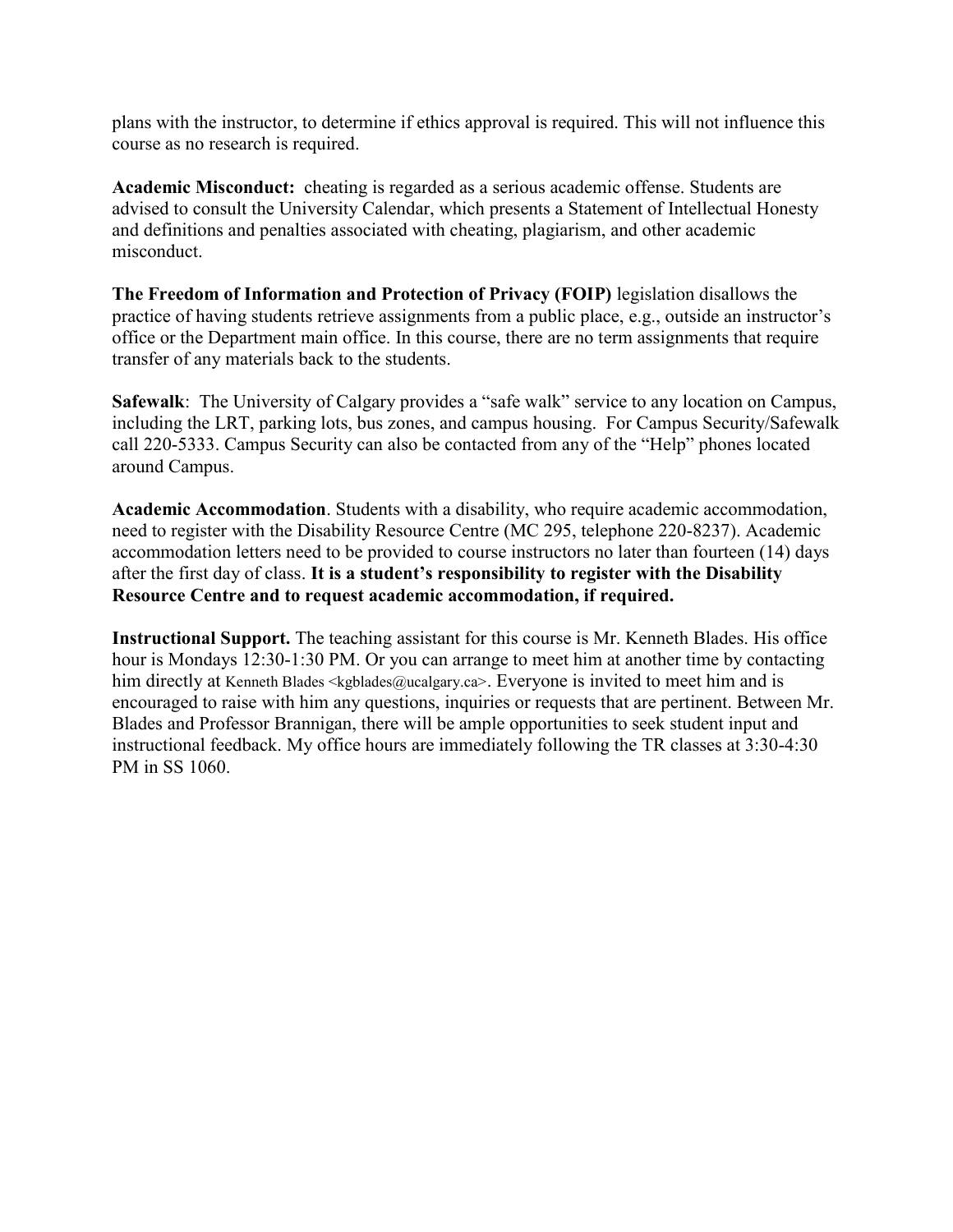plans with the instructor, to determine if ethics approval is required. This will not influence this course as no research is required.

**Academic Misconduct:** cheating is regarded as a serious academic offense. Students are advised to consult the University Calendar, which presents a Statement of Intellectual Honesty and definitions and penalties associated with cheating, plagiarism, and other academic misconduct.

**The Freedom of Information and Protection of Privacy (FOIP)** legislation disallows the practice of having students retrieve assignments from a public place, e.g., outside an instructor's office or the Department main office. In this course, there are no term assignments that require transfer of any materials back to the students.

**Safewalk**: The University of Calgary provides a "safe walk" service to any location on Campus, including the LRT, parking lots, bus zones, and campus housing. For Campus Security/Safewalk call 220-5333. Campus Security can also be contacted from any of the "Help" phones located around Campus.

**Academic Accommodation**. Students with a disability, who require academic accommodation, need to register with the Disability Resource Centre (MC 295, telephone 220-8237). Academic accommodation letters need to be provided to course instructors no later than fourteen (14) days after the first day of class. **It is a student's responsibility to register with the Disability Resource Centre and to request academic accommodation, if required.**

**Instructional Support.** The teaching assistant for this course is Mr. Kenneth Blades. His office hour is Mondays 12:30-1:30 PM. Or you can arrange to meet him at another time by contacting him directly at Kenneth Blades <kgblades@ucalgary.ca>. Everyone is invited to meet him and is encouraged to raise with him any questions, inquiries or requests that are pertinent. Between Mr. Blades and Professor Brannigan, there will be ample opportunities to seek student input and instructional feedback. My office hours are immediately following the TR classes at 3:30-4:30 PM in SS 1060.